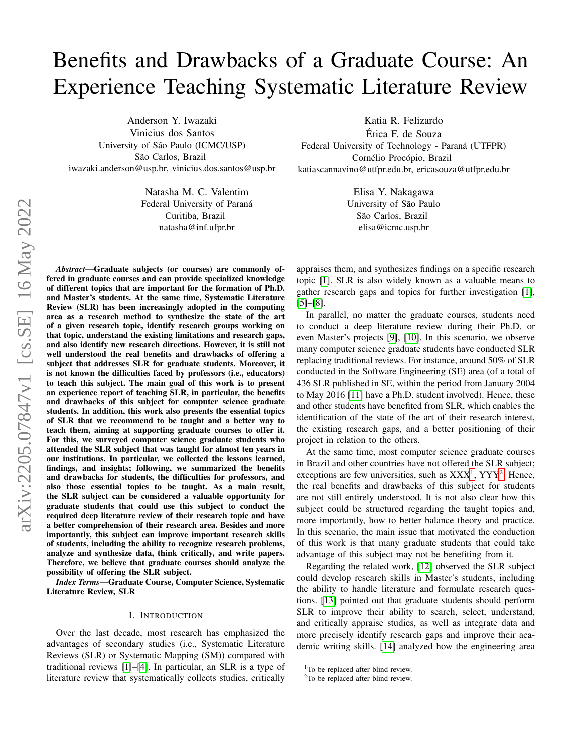# Benefits and Drawbacks of a Graduate Course: An Experience Teaching Systematic Literature Review

Anderson Y. Iwazaki
Vinicius dos Santos
University of São Paulo (ICMC/USP)
São Carlos, Brazil
iwazaki.anderson@usp.br, vinicius.dos.santos@usp.br

Katia R. Felizardo
Érica F. de Souza
Federal University of Technology - Paraná (UTFPR)
Cornélio Procópio, Brazil
katiascannavino@utfpr.edu.br, ericasouza@utfpr.edu.br

Natasha M. C. Valentim
Federal University of Paraná
Curitiba, Brazil
natasha@inf.ufpr.br

Elisa Y. Nakagawa
University of São Paulo
São Carlos, Brazil
elisa@icmc.usp.br

***Abstract*—Graduate subjects (or courses) are commonly offered in graduate courses and can provide specialized knowledge of different topics that are important for the formation of Ph.D. and Master's students. At the same time, Systematic Literature Review (SLR) has been increasingly adopted in the computing area as a research method to synthesize the state of the art of a given research topic, identify research groups working on that topic, understand the existing limitations and research gaps, and also identify new research directions. However, it is still not well understood the real benefits and drawbacks of offering a subject that addresses SLR for graduate students. Moreover, it is not known the difficulties faced by professors (i.e., educators) to teach this subject. The main goal of this work is to present an experience report of teaching SLR, in particular, the benefits and drawbacks of this subject for computer science graduate students. In addition, this work also presents the essential topics of SLR that we recommend to be taught and a better way to teach them, aiming at supporting graduate courses to offer it. For this, we surveyed computer science graduate students who attended the SLR subject that was taught for almost ten years in our institutions. In particular, we collected the lessons learned, findings, and insights; following, we summarized the benefits and drawbacks for students, the difficulties for professors, and also those essential topics to be taught. As a main result, the SLR subject can be considered a valuable opportunity for graduate students that could use this subject to conduct the required deep literature review of their research topic and have a better comprehension of their research area. Besides and more importantly, this subject can improve important research skills of students, including the ability to recognize research problems, analyze and synthesize data, think critically, and write papers. Therefore, we believe that graduate courses should analyze the possibility of offering the SLR subject.**

***Index Terms*—Graduate Course, Computer Science, Systematic Literature Review, SLR**

## I. Introduction

Over the last decade, most research has emphasized the advantages of secondary studies (i.e., Systematic Literature Reviews (SLR) or Systematic Mapping (SM)) compared with traditional reviews [1]–[4]. In particular, an SLR is a type of literature review that systematically collects studies, critically appraises them, and synthesizes findings on a specific research topic [1]. SLR is also widely known as a valuable means to gather research gaps and topics for further investigation [1], [5]–[8].

In parallel, no matter the graduate courses, students need to conduct a deep literature review during their Ph.D. or even Master's projects [9], [10]. In this scenario, we observe many computer science graduate students have conducted SLR replacing traditional reviews. For instance, around 50% of SLR conducted in the Software Engineering (SE) area (of a total of 436 SLR published in SE, within the period from January 2004 to May 2016 [11] have a Ph.D. student involved). Hence, these and other students have benefited from SLR, which enables the identification of the state of the art of their research interest, the existing research gaps, and a better positioning of their project in relation to the others.

At the same time, most computer science graduate courses in Brazil and other countries have not offered the SLR subject; exceptions are few universities, such as XXX[1], YYY[2]. Hence, the real benefits and drawbacks of this subject for students are not still entirely understood. It is not also clear how this subject could be structured regarding the taught topics and, more importantly, how to better balance theory and practice. In this scenario, the main issue that motivated the conduction of this work is that many graduate students that could take advantage of this subject may not be benefiting from it.

Regarding the related work, [12] observed the SLR subject could develop research skills in Master's students, including the ability to handle literature and formulate research questions. [13] pointed out that graduate students should perform SLR to improve their ability to search, select, understand, and critically appraise studies, as well as integrate data and more precisely identify research gaps and improve their academic writing skills. [14] analyzed how the engineering area

[1] To be replaced after blind review.
[2] To be replaced after blind review.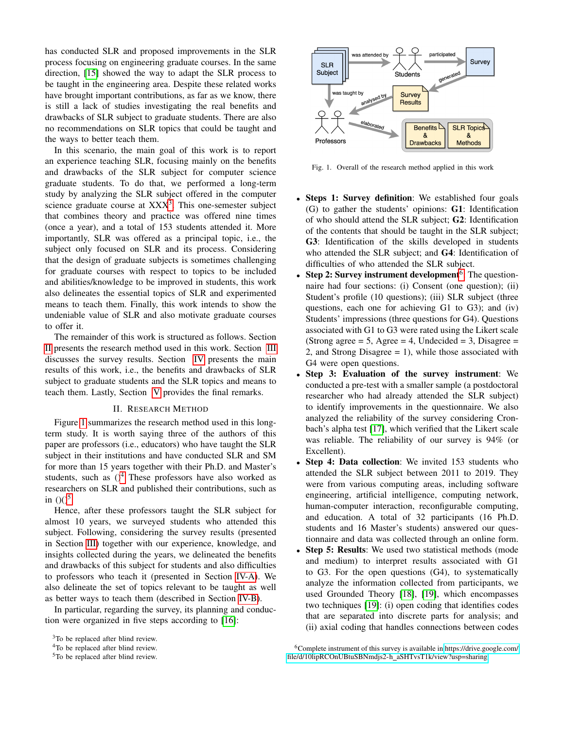has conducted SLR and proposed improvements in the SLR process focusing on engineering graduate courses. In the same direction, [15] showed the way to adapt the SLR process to be taught in the engineering area. Despite these related works have brought important contributions, as far as we know, there is still a lack of studies investigating the real benefits and drawbacks of SLR subject to graduate students. There are also no recommendations on SLR topics that could be taught and the ways to better teach them.

In this scenario, the main goal of this work is to report an experience teaching SLR, focusing mainly on the benefits and drawbacks of the SLR subject for computer science graduate students. To do that, we performed a long-term study by analyzing the SLR subject offered in the computer science graduate course at XXX[3]. This one-semester subject that combines theory and practice was offered nine times (once a year), and a total of 153 students attended it. More importantly, SLR was offered as a principal topic, i.e., the subject only focused on SLR and its process. Considering that the design of graduate subjects is sometimes challenging for graduate courses with respect to topics to be included and abilities/knowledge to be improved in students, this work also delineates the essential topics of SLR and experimented means to teach them. Finally, this work intends to show the undeniable value of SLR and also motivate graduate courses to offer it.

The remainder of this work is structured as follows. Section II presents the research method used in this work. Section III discusses the survey results. Section IV presents the main results of this work, i.e., the benefits and drawbacks of SLR subject to graduate students and the SLR topics and means to teach them. Lastly, Section V provides the final remarks.

## II. Research Method

Figure 1 summarizes the research method used in this long-term study. It is worth saying three of the authors of this paper are professors (i.e., educators) who have taught the SLR subject in their institutions and have conducted SLR and SM for more than 15 years together with their Ph.D. and Master's students, such as ()[4] These professors have also worked as researchers on SLR and published their contributions, such as in ()()[5]

Hence, after these professors taught the SLR subject for almost 10 years, we surveyed students who attended this subject. Following, considering the survey results (presented in Section III) together with our experience, knowledge, and insights collected during the years, we delineated the benefits and drawbacks of this subject for students and also difficulties to professors who teach it (presented in Section IV-A). We also delineate the set of topics relevant to be taught as well as better ways to teach them (described in Section IV-B).

In particular, regarding the survey, its planning and conduction were organized in five steps according to [16]:

Fig. 1. Overall of the research method applied in this work

- **Steps 1: Survey definition**: We established four goals (G) to gather the students' opinions: **G1**: Identification of who should attend the SLR subject; **G2**: Identification of the contents that should be taught in the SLR subject; **G3**: Identification of the skills developed in students who attended the SLR subject; and **G4**: Identification of difficulties of who attended the SLR subject.
- **Step 2: Survey instrument development**[6]. The questionnaire had four sections: (i) Consent (one question); (ii) Student's profile (10 questions); (iii) SLR subject (three questions, each one for achieving G1 to G3); and (iv) Students' impressions (three questions for G4). Questions associated with G1 to G3 were rated using the Likert scale (Strong agree = 5, Agree = 4, Undecided = 3, Disagree = 2, and Strong Disagree = 1), while those associated with G4 were open questions.
- **Step 3: Evaluation of the survey instrument**: We conducted a pre-test with a smaller sample (a postdoctoral researcher who had already attended the SLR subject) to identify improvements in the questionnaire. We also analyzed the reliability of the survey considering Cronbach's alpha test [17], which verified that the Likert scale was reliable. The reliability of our survey is 94% (or Excellent).
- **Step 4: Data collection**: We invited 153 students who attended the SLR subject between 2011 to 2019. They were from various computing areas, including software engineering, artificial intelligence, computing network, human-computer interaction, reconfigurable computing, and education. A total of 32 participants (16 Ph.D. students and 16 Master's students) answered our questionnaire and data was collected through an online form.
- **Step 5: Results**: We used two statistical methods (mode and medium) to interpret results associated with G1 to G3. For the open questions (G4), to systematically analyze the information collected from participants, we used Grounded Theory [18], [19], which encompasses two techniques [19]: (i) open coding that identifies codes that are separated into discrete parts for analysis; and (ii) axial coding that handles connections between codes

[3] To be replaced after blind review.

[4] To be replaced after blind review.

[5] To be replaced after blind review.

[6] Complete instrument of this survey is available in https://drive.google.com/file/d/10lipRCOnUBtuSBNmdjs2-h_aSHTvsT1k/view?usp=sharing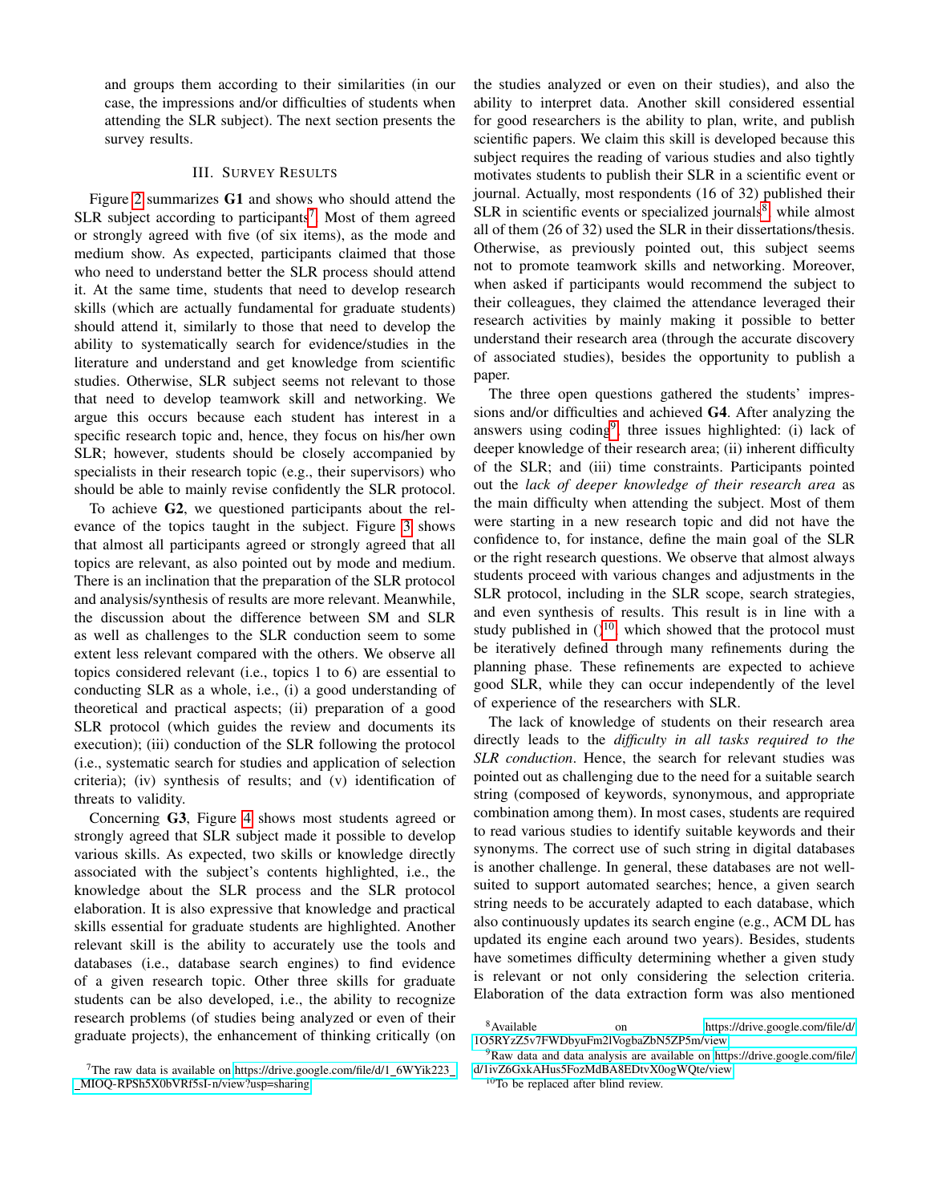and groups them according to their similarities (in our case, the impressions and/or difficulties of students when attending the SLR subject). The next section presents the survey results.

## III. Survey Results

Figure 2 summarizes **G1** and shows who should attend the SLR subject according to participants[7]. Most of them agreed or strongly agreed with five (of six items), as the mode and medium show. As expected, participants claimed that those who need to understand better the SLR process should attend it. At the same time, students that need to develop research skills (which are actually fundamental for graduate students) should attend it, similarly to those that need to develop the ability to systematically search for evidence/studies in the literature and understand and get knowledge from scientific studies. Otherwise, SLR subject seems not relevant to those that need to develop teamwork skill and networking. We argue this occurs because each student has interest in a specific research topic and, hence, they focus on his/her own SLR; however, students should be closely accompanied by specialists in their research topic (e.g., their supervisors) who should be able to mainly revise confidently the SLR protocol.

To achieve **G2**, we questioned participants about the relevance of the topics taught in the subject. Figure 3 shows that almost all participants agreed or strongly agreed that all topics are relevant, as also pointed out by mode and medium. There is an inclination that the preparation of the SLR protocol and analysis/synthesis of results are more relevant. Meanwhile, the discussion about the difference between SM and SLR as well as challenges to the SLR conduction seem to some extent less relevant compared with the others. We observe all topics considered relevant (i.e., topics 1 to 6) are essential to conducting SLR as a whole, i.e., (i) a good understanding of theoretical and practical aspects; (ii) preparation of a good SLR protocol (which guides the review and documents its execution); (iii) conduction of the SLR following the protocol (i.e., systematic search for studies and application of selection criteria); (iv) synthesis of results; and (v) identification of threats to validity.

Concerning **G3**, Figure 4 shows most students agreed or strongly agreed that SLR subject made it possible to develop various skills. As expected, two skills or knowledge directly associated with the subject's contents highlighted, i.e., the knowledge about the SLR process and the SLR protocol elaboration. It is also expressive that knowledge and practical skills essential for graduate students are highlighted. Another relevant skill is the ability to accurately use the tools and databases (i.e., database search engines) to find evidence of a given research topic. Other three skills for graduate students can be also developed, i.e., the ability to recognize research problems (of studies being analyzed or even of their graduate projects), the enhancement of thinking critically (on the studies analyzed or even on their studies), and also the ability to interpret data. Another skill considered essential for good researchers is the ability to plan, write, and publish scientific papers. We claim this skill is developed because this subject requires the reading of various studies and also tightly motivates students to publish their SLR in a scientific event or journal. Actually, most respondents (16 of 32) published their SLR in scientific events or specialized journals[8], while almost all of them (26 of 32) used the SLR in their dissertations/thesis. Otherwise, as previously pointed out, this subject seems not to promote teamwork skills and networking. Moreover, when asked if participants would recommend the subject to their colleagues, they claimed the attendance leveraged their research activities by mainly making it possible to better understand their research area (through the accurate discovery of associated studies), besides the opportunity to publish a paper.

The three open questions gathered the students' impressions and/or difficulties and achieved **G4**. After analyzing the answers using coding[9], three issues highlighted: (i) lack of deeper knowledge of their research area; (ii) inherent difficulty of the SLR; and (iii) time constraints. Participants pointed out the *lack of deeper knowledge of their research area* as the main difficulty when attending the subject. Most of them were starting in a new research topic and did not have the confidence to, for instance, define the main goal of the SLR or the right research questions. We observe that almost always students proceed with various changes and adjustments in the SLR protocol, including in the SLR scope, search strategies, and even synthesis of results. This result is in line with a study published in ()[10], which showed that the protocol must be iteratively defined through many refinements during the planning phase. These refinements are expected to achieve good SLR, while they can occur independently of the level of experience of the researchers with SLR.

The lack of knowledge of students on their research area directly leads to the *difficulty in all tasks required to the SLR conduction*. Hence, the search for relevant studies was pointed out as challenging due to the need for a suitable search string (composed of keywords, synonymous, and appropriate combination among them). In most cases, students are required to read various studies to identify suitable keywords and their synonyms. The correct use of such string in digital databases is another challenge. In general, these databases are not well-suited to support automated searches; hence, a given search string needs to be accurately adapted to each database, which also continuously updates its search engine (e.g., ACM DL has updated its engine each around two years). Besides, students have sometimes difficulty determining whether a given study is relevant or not only considering the selection criteria. Elaboration of the data extraction form was also mentioned

[7] The raw data is available on https://drive.google.com/file/d/1_6WYik223__MIOQ-RPSh5X0bVRf5sI-n/view?usp=sharing

[8] Available on https://drive.google.com/file/d/1O5RYzZ5v7FWDbyuFm2lVogbaZbN5ZP5m/view

[9] Raw data and data analysis are available on https://drive.google.com/file/d/1ivZ6GxkAHus5FozMdBA8EDtvX0ogWQte/view

[10] To be replaced after blind review.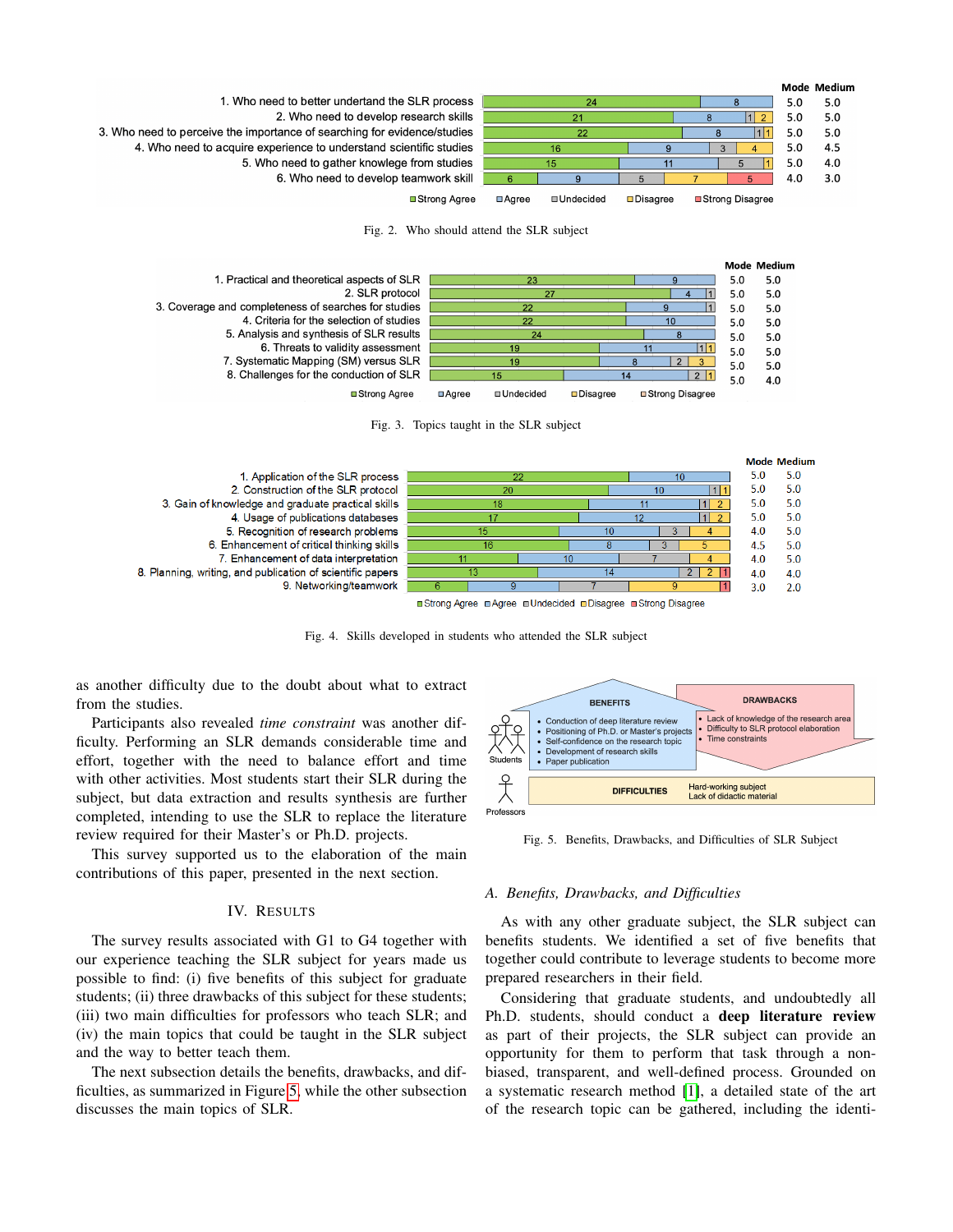| | Strong Agree | Agree | Undecided | Disagree | Strong Disagree | Mode | Medium |
|---|---|---|---|---|---|---|---|
| 1. Who need to better undertand the SLR process | 24 | 8 | | | | 5.0 | 5.0 |
| 2. Who need to develop research skills | 21 | 8 | 1 | 2 | | 5.0 | 5.0 |
| 3. Who need to perceive the importance of searching for evidence/studies | 22 | 8 | 1 | 1 | | 5.0 | 5.0 |
| 4. Who need to acquire experience to understand scientific studies | 16 | 9 | 3 | 4 | | 5.0 | 4.5 |
| 5. Who need to gather knowlege from studies | 15 | 11 | 5 | 1 | | 5.0 | 4.0 |
| 6. Who need to develop teamwork skill | 6 | 9 | 5 | 7 | 5 | 4.0 | 3.0 |

Fig. 2. Who should attend the SLR subject

| | Strong Agree | Agree | Undecided | Disagree | Strong Disagree | Mode | Medium |
|---|---|---|---|---|---|---|---|
| 1. Practical and theoretical aspects of SLR | 23 | 9 | | | | 5.0 | 5.0 |
| 2. SLR protocol | 27 | 4 | 1 | | | 5.0 | 5.0 |
| 3. Coverage and completeness of searches for studies | 22 | 9 | 1 | | | 5.0 | 5.0 |
| 4. Criteria for the selection of studies | 22 | 10 | | | | 5.0 | 5.0 |
| 5. Analysis and synthesis of SLR results | 24 | 8 | | | | 5.0 | 5.0 |
| 6. Threats to validity assessment | 19 | 11 | 1 | 1 | | 5.0 | 5.0 |
| 7. Systematic Mapping (SM) versus SLR | 19 | 8 | 2 | 3 | | 5.0 | 5.0 |
| 8. Challenges for the conduction of SLR | 15 | 14 | 2 | 1 | | 5.0 | 4.0 |

Fig. 3. Topics taught in the SLR subject

| | Strong Agree | Agree | Undecided | Disagree | Strong Disagree | Mode | Medium |
|---|---|---|---|---|---|---|---|
| 1. Application of the SLR process | 22 | 10 | | | | 5.0 | 5.0 |
| 2. Construction of the SLR protocol | 20 | 10 | 1 | 1 | | 5.0 | 5.0 |
| 3. Gain of knowledge and graduate practical skills | 18 | 11 | 1 | 2 | | 5.0 | 5.0 |
| 4. Usage of publications databases | 17 | 12 | 1 | 2 | | 5.0 | 5.0 |
| 5. Recognition of research problems | 15 | 10 | 3 | 4 | | 4.0 | 5.0 |
| 6. Enhancement of critical thinking skills | 16 | 8 | 3 | 5 | | 4.5 | 5.0 |
| 7. Enhancement of data interpretation | 11 | 10 | 7 | 4 | | 4.0 | 5.0 |
| 8. Planning, writing, and publication of scientific papers | 13 | 14 | 2 | 2 | 1 | 4.0 | 4.0 |
| 9. Networking/teamwork | 6 | 9 | 7 | 9 | 1 | 3.0 | 2.0 |

Fig. 4. Skills developed in students who attended the SLR subject

as another difficulty due to the doubt about what to extract from the studies.

Participants also revealed *time constraint* was another difficulty. Performing an SLR demands considerable time and effort, together with the need to balance effort and time with other activities. Most students start their SLR during the subject, but data extraction and results synthesis are further completed, intending to use the SLR to replace the literature review required for their Master's or Ph.D. projects.

This survey supported us to the elaboration of the main contributions of this paper, presented in the next section.

## IV. Results

The survey results associated with G1 to G4 together with our experience teaching the SLR subject for years made us possible to find: (i) five benefits of this subject for graduate students; (ii) three drawbacks of this subject for these students; (iii) two main difficulties for professors who teach SLR; and (iv) the main topics that could be taught in the SLR subject and the way to better teach them.

The next subsection details the benefits, drawbacks, and difficulties, as summarized in Figure 5, while the other subsection discusses the main topics of SLR.

BENEFITS (Students):
- Conduction of deep literature review
- Positioning of Ph.D. or Master's projects
- Self-confidence on the research topic
- Development of research skills
- Paper publication

DRAWBACKS:
- Lack of knowledge of the research area
- Difficulty to SLR protocol elaboration
- Time constraints

DIFFICULTIES (Professors): Hard-working subject; Lack of didactic material

Fig. 5. Benefits, Drawbacks, and Difficulties of SLR Subject

### A. Benefits, Drawbacks, and Difficulties

As with any other graduate subject, the SLR subject can benefits students. We identified a set of five benefits that together could contribute to leverage students to become more prepared researchers in their field.

Considering that graduate students, and undoubtedly all Ph.D. students, should conduct a **deep literature review** as part of their projects, the SLR subject can provide an opportunity for them to perform that task through a non-biased, transparent, and well-defined process. Grounded on a systematic research method [1], a detailed state of the art of the research topic can be gathered, including the identi-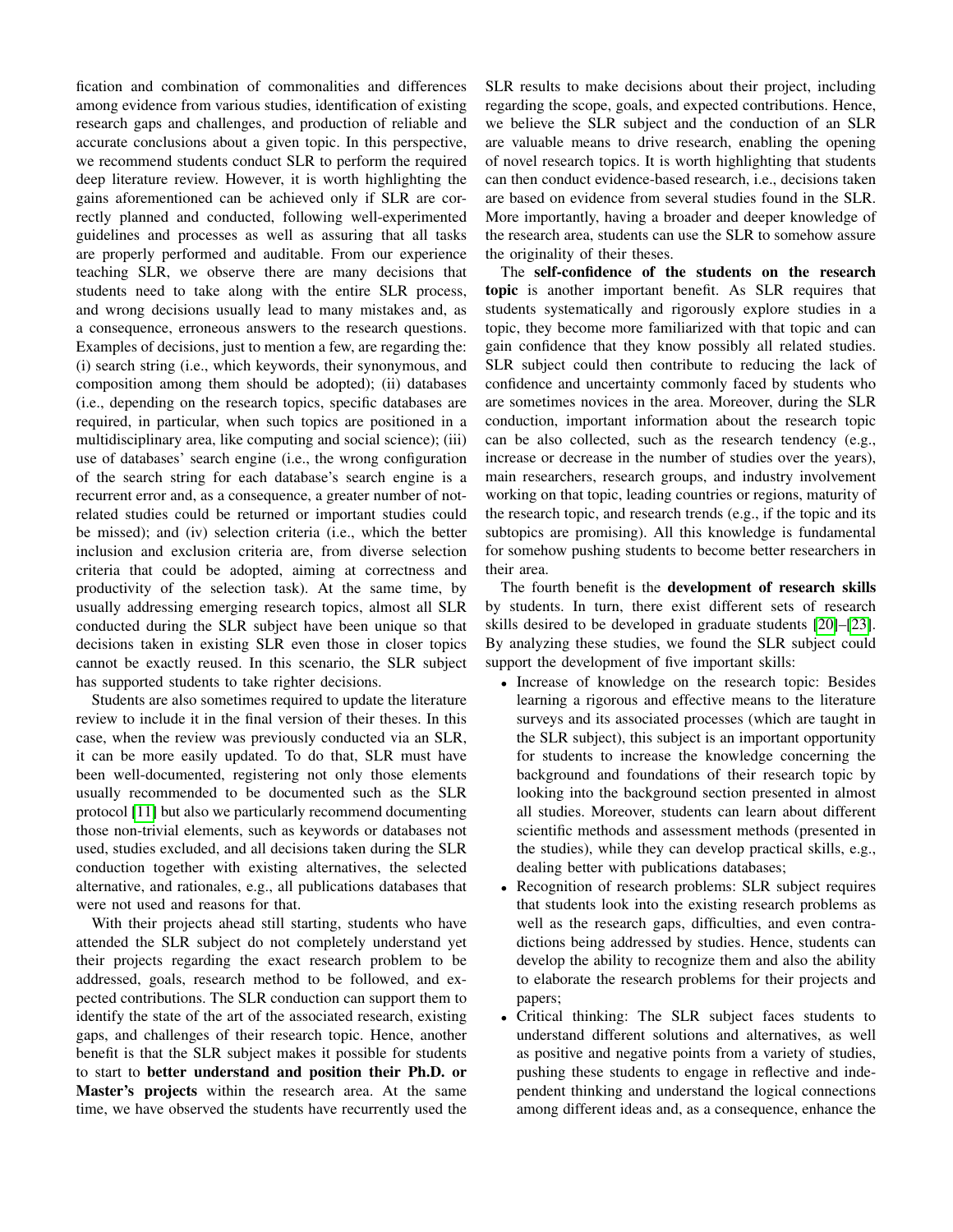fication and combination of commonalities and differences among evidence from various studies, identification of existing research gaps and challenges, and production of reliable and accurate conclusions about a given topic. In this perspective, we recommend students conduct SLR to perform the required deep literature review. However, it is worth highlighting the gains aforementioned can be achieved only if SLR are correctly planned and conducted, following well-experimented guidelines and processes as well as assuring that all tasks are properly performed and auditable. From our experience teaching SLR, we observe there are many decisions that students need to take along with the entire SLR process, and wrong decisions usually lead to many mistakes and, as a consequence, erroneous answers to the research questions. Examples of decisions, just to mention a few, are regarding the: (i) search string (i.e., which keywords, their synonymous, and composition among them should be adopted); (ii) databases (i.e., depending on the research topics, specific databases are required, in particular, when such topics are positioned in a multidisciplinary area, like computing and social science); (iii) use of databases' search engine (i.e., the wrong configuration of the search string for each database's search engine is a recurrent error and, as a consequence, a greater number of not-related studies could be returned or important studies could be missed); and (iv) selection criteria (i.e., which the better inclusion and exclusion criteria are, from diverse selection criteria that could be adopted, aiming at correctness and productivity of the selection task). At the same time, by usually addressing emerging research topics, almost all SLR conducted during the SLR subject have been unique so that decisions taken in existing SLR even those in closer topics cannot be exactly reused. In this scenario, the SLR subject has supported students to take righter decisions.

Students are also sometimes required to update the literature review to include it in the final version of their theses. In this case, when the review was previously conducted via an SLR, it can be more easily updated. To do that, SLR must have been well-documented, registering not only those elements usually recommended to be documented such as the SLR protocol [11] but also we particularly recommend documenting those non-trivial elements, such as keywords or databases not used, studies excluded, and all decisions taken during the SLR conduction together with existing alternatives, the selected alternative, and rationales, e.g., all publications databases that were not used and reasons for that.

With their projects ahead still starting, students who have attended the SLR subject do not completely understand yet their projects regarding the exact research problem to be addressed, goals, research method to be followed, and expected contributions. The SLR conduction can support them to identify the state of the art of the associated research, existing gaps, and challenges of their research topic. Hence, another benefit is that the SLR subject makes it possible for students to start to **better understand and position their Ph.D. or Master's projects** within the research area. At the same time, we have observed the students have recurrently used the SLR results to make decisions about their project, including regarding the scope, goals, and expected contributions. Hence, we believe the SLR subject and the conduction of an SLR are valuable means to drive research, enabling the opening of novel research topics. It is worth highlighting that students can then conduct evidence-based research, i.e., decisions taken are based on evidence from several studies found in the SLR. More importantly, having a broader and deeper knowledge of the research area, students can use the SLR to somehow assure the originality of their theses.

The **self-confidence of the students on the research topic** is another important benefit. As SLR requires that students systematically and rigorously explore studies in a topic, they become more familiarized with that topic and can gain confidence that they know possibly all related studies. SLR subject could then contribute to reducing the lack of confidence and uncertainty commonly faced by students who are sometimes novices in the area. Moreover, during the SLR conduction, important information about the research topic can be also collected, such as the research tendency (e.g., increase or decrease in the number of studies over the years), main researchers, research groups, and industry involvement working on that topic, leading countries or regions, maturity of the research topic, and research trends (e.g., if the topic and its subtopics are promising). All this knowledge is fundamental for somehow pushing students to become better researchers in their area.

The fourth benefit is the **development of research skills** by students. In turn, there exist different sets of research skills desired to be developed in graduate students [20]–[23]. By analyzing these studies, we found the SLR subject could support the development of five important skills:

- Increase of knowledge on the research topic: Besides learning a rigorous and effective means to the literature surveys and its associated processes (which are taught in the SLR subject), this subject is an important opportunity for students to increase the knowledge concerning the background and foundations of their research topic by looking into the background section presented in almost all studies. Moreover, students can learn about different scientific methods and assessment methods (presented in the studies), while they can develop practical skills, e.g., dealing better with publications databases;
- Recognition of research problems: SLR subject requires that students look into the existing research problems as well as the research gaps, difficulties, and even contradictions being addressed by studies. Hence, students can develop the ability to recognize them and also the ability to elaborate the research problems for their projects and papers;
- Critical thinking: The SLR subject faces students to understand different solutions and alternatives, as well as positive and negative points from a variety of studies, pushing these students to engage in reflective and independent thinking and understand the logical connections among different ideas and, as a consequence, enhance the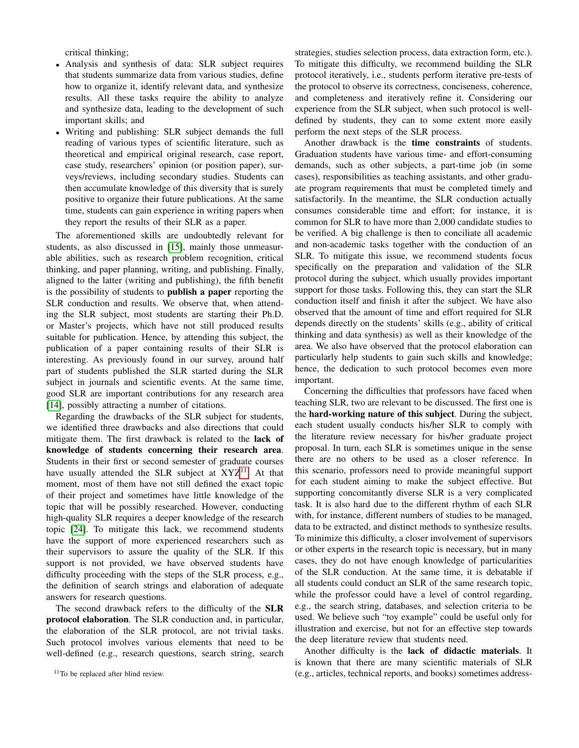critical thinking;

- Analysis and synthesis of data: SLR subject requires that students summarize data from various studies, define how to organize it, identify relevant data, and synthesize results. All these tasks require the ability to analyze and synthesize data, leading to the development of such important skills; and
- Writing and publishing: SLR subject demands the full reading of various types of scientific literature, such as theoretical and empirical original research, case report, case study, researchers' opinion (or position paper), surveys/reviews, including secondary studies. Students can then accumulate knowledge of this diversity that is surely positive to organize their future publications. At the same time, students can gain experience in writing papers when they report the results of their SLR as a paper.

The aforementioned skills are undoubtedly relevant for students, as also discussed in [15], mainly those unmeasurable abilities, such as research problem recognition, critical thinking, and paper planning, writing, and publishing. Finally, aligned to the latter (writing and publishing), the fifth benefit is the possibility of students to **publish a paper** reporting the SLR conduction and results. We observe that, when attending the SLR subject, most students are starting their Ph.D. or Master's projects, which have not still produced results suitable for publication. Hence, by attending this subject, the publication of a paper containing results of their SLR is interesting. As previously found in our survey, around half part of students published the SLR started during the SLR subject in journals and scientific events. At the same time, good SLR are important contributions for any research area [14], possibly attracting a number of citations.

Regarding the drawbacks of the SLR subject for students, we identified three drawbacks and also directions that could mitigate them. The first drawback is related to the **lack of knowledge of students concerning their research area**. Students in their first or second semester of graduate courses have usually attended the SLR subject at XYZ[11]. At that moment, most of them have not still defined the exact topic of their project and sometimes have little knowledge of the topic that will be possibly researched. However, conducting high-quality SLR requires a deeper knowledge of the research topic [24]. To mitigate this lack, we recommend students have the support of more experienced researchers such as their supervisors to assure the quality of the SLR. If this support is not provided, we have observed students have difficulty proceeding with the steps of the SLR process, e.g., the definition of search strings and elaboration of adequate answers for research questions.

The second drawback refers to the difficulty of the **SLR protocol elaboration**. The SLR conduction and, in particular, the elaboration of the SLR protocol, are not trivial tasks. Such protocol involves various elements that need to be well-defined (e.g., research questions, search string, search strategies, studies selection process, data extraction form, etc.). To mitigate this difficulty, we recommend building the SLR protocol iteratively, i.e., students perform iterative pre-tests of the protocol to observe its correctness, conciseness, coherence, and completeness and iteratively refine it. Considering our experience from the SLR subject, when such protocol is well-defined by students, they can to some extent more easily perform the next steps of the SLR process.

Another drawback is the **time constraints** of students. Graduation students have various time- and effort-consuming demands, such as other subjects, a part-time job (in some cases), responsibilities as teaching assistants, and other graduate program requirements that must be completed timely and satisfactorily. In the meantime, the SLR conduction actually consumes considerable time and effort; for instance, it is common for SLR to have more than 2,000 candidate studies to be verified. A big challenge is then to conciliate all academic and non-academic tasks together with the conduction of an SLR. To mitigate this issue, we recommend students focus specifically on the preparation and validation of the SLR protocol during the subject, which usually provides important support for those tasks. Following this, they can start the SLR conduction itself and finish it after the subject. We have also observed that the amount of time and effort required for SLR depends directly on the students' skills (e.g., ability of critical thinking and data synthesis) as well as their knowledge of the area. We also have observed that the protocol elaboration can particularly help students to gain such skills and knowledge; hence, the dedication to such protocol becomes even more important.

Concerning the difficulties that professors have faced when teaching SLR, two are relevant to be discussed. The first one is the **hard-working nature of this subject**. During the subject, each student usually conducts his/her SLR to comply with the literature review necessary for his/her graduate project proposal. In turn, each SLR is sometimes unique in the sense there are no others to be used as a closer reference. In this scenario, professors need to provide meaningful support for each student aiming to make the subject effective. But supporting concomitantly diverse SLR is a very complicated task. It is also hard due to the different rhythm of each SLR with, for instance, different numbers of studies to be managed, data to be extracted, and distinct methods to synthesize results. To minimize this difficulty, a closer involvement of supervisors or other experts in the research topic is necessary, but in many cases, they do not have enough knowledge of particularities of the SLR conduction. At the same time, it is debatable if all students could conduct an SLR of the same research topic, while the professor could have a level of control regarding, e.g., the search string, databases, and selection criteria to be used. We believe such "toy example" could be useful only for illustration and exercise, but not for an effective step towards the deep literature review that students need.

Another difficulty is the **lack of didactic materials**. It is known that there are many scientific materials of SLR (e.g., articles, technical reports, and books) sometimes address-

[11] To be replaced after blind review.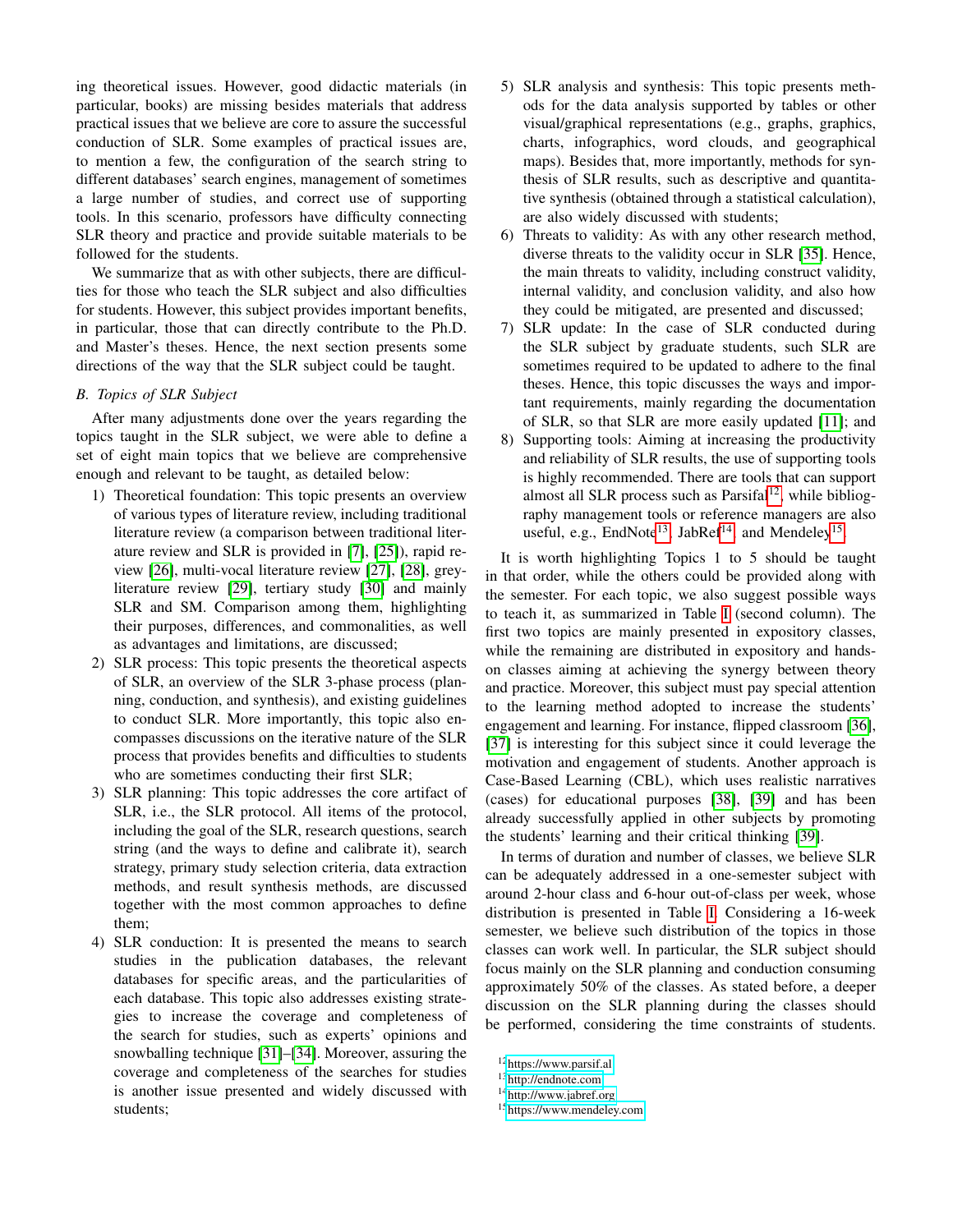ing theoretical issues. However, good didactic materials (in particular, books) are missing besides materials that address practical issues that we believe are core to assure the successful conduction of SLR. Some examples of practical issues are, to mention a few, the configuration of the search string to different databases' search engines, management of sometimes a large number of studies, and correct use of supporting tools. In this scenario, professors have difficulty connecting SLR theory and practice and provide suitable materials to be followed for the students.

We summarize that as with other subjects, there are difficulties for those who teach the SLR subject and also difficulties for students. However, this subject provides important benefits, in particular, those that can directly contribute to the Ph.D. and Master's theses. Hence, the next section presents some directions of the way that the SLR subject could be taught.

### B. Topics of SLR Subject

After many adjustments done over the years regarding the topics taught in the SLR subject, we were able to define a set of eight main topics that we believe are comprehensive enough and relevant to be taught, as detailed below:

1) Theoretical foundation: This topic presents an overview of various types of literature review, including traditional literature review (a comparison between traditional literature review and SLR is provided in [7], [25]), rapid review [26], multi-vocal literature review [27], [28], grey-literature review [29], tertiary study [30] and mainly SLR and SM. Comparison among them, highlighting their purposes, differences, and commonalities, as well as advantages and limitations, are discussed;
2) SLR process: This topic presents the theoretical aspects of SLR, an overview of the SLR 3-phase process (planning, conduction, and synthesis), and existing guidelines to conduct SLR. More importantly, this topic also encompasses discussions on the iterative nature of the SLR process that provides benefits and difficulties to students who are sometimes conducting their first SLR;
3) SLR planning: This topic addresses the core artifact of SLR, i.e., the SLR protocol. All items of the protocol, including the goal of the SLR, research questions, search string (and the ways to define and calibrate it), search strategy, primary study selection criteria, data extraction methods, and result synthesis methods, are discussed together with the most common approaches to define them;
4) SLR conduction: It is presented the means to search studies in the publication databases, the relevant databases for specific areas, and the particularities of each database. This topic also addresses existing strategies to increase the coverage and completeness of the search for studies, such as experts' opinions and snowballing technique [31]–[34]. Moreover, assuring the coverage and completeness of the searches for studies is another issue presented and widely discussed with students;
5) SLR analysis and synthesis: This topic presents methods for the data analysis supported by tables or other visual/graphical representations (e.g., graphs, graphics, charts, infographics, word clouds, and geographical maps). Besides that, more importantly, methods for synthesis of SLR results, such as descriptive and quantitative synthesis (obtained through a statistical calculation), are also widely discussed with students;
6) Threats to validity: As with any other research method, diverse threats to the validity occur in SLR [35]. Hence, the main threats to validity, including construct validity, internal validity, and conclusion validity, and also how they could be mitigated, are presented and discussed;
7) SLR update: In the case of SLR conducted during the SLR subject by graduate students, such SLR are sometimes required to be updated to adhere to the final theses. Hence, this topic discusses the ways and important requirements, mainly regarding the documentation of SLR, so that SLR are more easily updated [11]; and
8) Supporting tools: Aiming at increasing the productivity and reliability of SLR results, the use of supporting tools is highly recommended. There are tools that can support almost all SLR process such as Parsifal[12], while bibliography management tools or reference managers are also useful, e.g., EndNote[13], JabRef[14], and Mendeley[15].

It is worth highlighting Topics 1 to 5 should be taught in that order, while the others could be provided along with the semester. For each topic, we also suggest possible ways to teach it, as summarized in Table I (second column). The first two topics are mainly presented in expository classes, while the remaining are distributed in expository and hands-on classes aiming at achieving the synergy between theory and practice. Moreover, this subject must pay special attention to the learning method adopted to increase the students' engagement and learning. For instance, flipped classroom [36], [37] is interesting for this subject since it could leverage the motivation and engagement of students. Another approach is Case-Based Learning (CBL), which uses realistic narratives (cases) for educational purposes [38], [39] and has been already successfully applied in other subjects by promoting the students' learning and their critical thinking [39].

In terms of duration and number of classes, we believe SLR can be adequately addressed in a one-semester subject with around 2-hour class and 6-hour out-of-class per week, whose distribution is presented in Table I. Considering a 16-week semester, we believe such distribution of the topics in those classes can work well. In particular, the SLR subject should focus mainly on the SLR planning and conduction consuming approximately 50% of the classes. As stated before, a deeper discussion on the SLR planning during the classes should be performed, considering the time constraints of students.

[12] https://www.parsif.al
[13] http://endnote.com
[14] http://www.jabref.org
[15] https://www.mendeley.com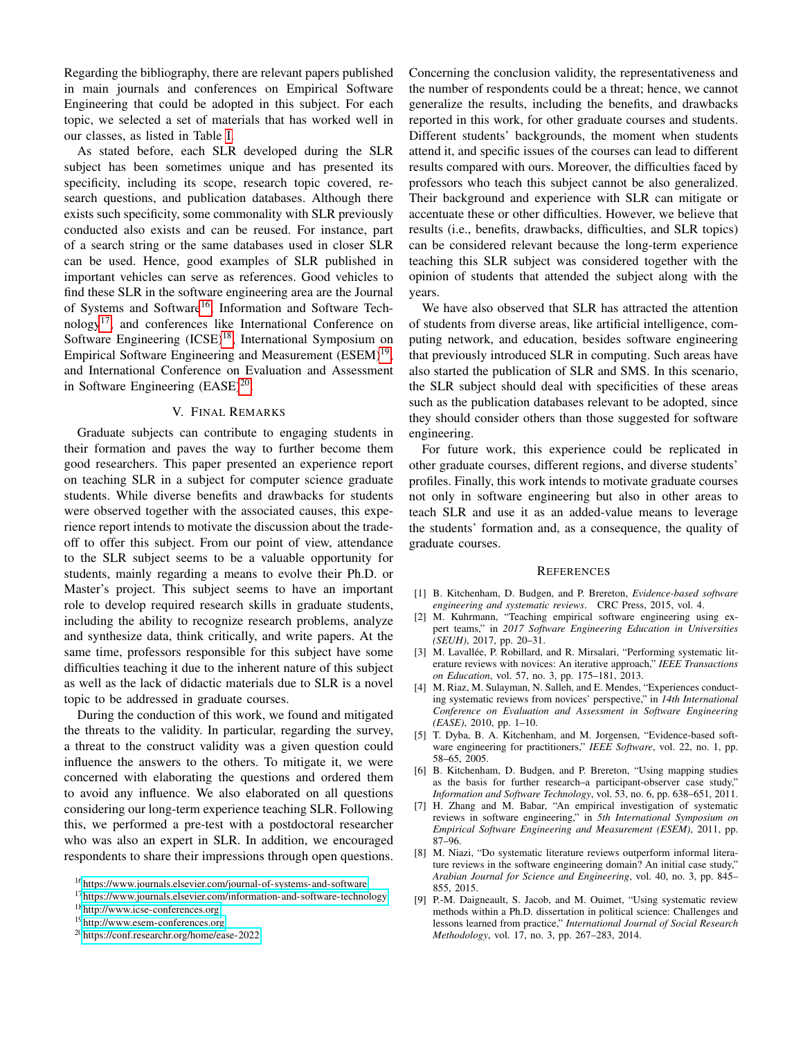Regarding the bibliography, there are relevant papers published in main journals and conferences on Empirical Software Engineering that could be adopted in this subject. For each topic, we selected a set of materials that has worked well in our classes, as listed in Table I.

As stated before, each SLR developed during the SLR subject has been sometimes unique and has presented its specificity, including its scope, research topic covered, research questions, and publication databases. Although there exists such specificity, some commonality with SLR previously conducted also exists and can be reused. For instance, part of a search string or the same databases used in closer SLR can be used. Hence, good examples of SLR published in important vehicles can serve as references. Good vehicles to find these SLR in the software engineering area are the Journal of Systems and Software[16], Information and Software Technology[17], and conferences like International Conference on Software Engineering (ICSE)[18], International Symposium on Empirical Software Engineering and Measurement (ESEM)[19], and International Conference on Evaluation and Assessment in Software Engineering (EASE)[20].

## V. Final Remarks

Graduate subjects can contribute to engaging students in their formation and paves the way to further become them good researchers. This paper presented an experience report on teaching SLR in a subject for computer science graduate students. While diverse benefits and drawbacks for students were observed together with the associated causes, this experience report intends to motivate the discussion about the trade-off to offer this subject. From our point of view, attendance to the SLR subject seems to be a valuable opportunity for students, mainly regarding a means to evolve their Ph.D. or Master's project. This subject seems to have an important role to develop required research skills in graduate students, including the ability to recognize research problems, analyze and synthesize data, think critically, and write papers. At the same time, professors responsible for this subject have some difficulties teaching it due to the inherent nature of this subject as well as the lack of didactic materials due to SLR is a novel topic to be addressed in graduate courses.

During the conduction of this work, we found and mitigated the threats to the validity. In particular, regarding the survey, a threat to the construct validity was a given question could influence the answers to the others. To mitigate it, we were concerned with elaborating the questions and ordered them to avoid any influence. We also elaborated on all questions considering our long-term experience teaching SLR. Following this, we performed a pre-test with a postdoctoral researcher who was also an expert in SLR. In addition, we encouraged respondents to share their impressions through open questions.

Concerning the conclusion validity, the representativeness and the number of respondents could be a threat; hence, we cannot generalize the results, including the benefits, and drawbacks reported in this work, for other graduate courses and students. Different students' backgrounds, the moment when students attend it, and specific issues of the courses can lead to different results compared with ours. Moreover, the difficulties faced by professors who teach this subject cannot be also generalized. Their background and experience with SLR can mitigate or accentuate these or other difficulties. However, we believe that results (i.e., benefits, drawbacks, difficulties, and SLR topics) can be considered relevant because the long-term experience teaching this SLR subject was considered together with the opinion of students that attended the subject along with the years.

We have also observed that SLR has attracted the attention of students from diverse areas, like artificial intelligence, computing network, and education, besides software engineering that previously introduced SLR in computing. Such areas have also started the publication of SLR and SMS. In this scenario, the SLR subject should deal with specificities of these areas such as the publication databases relevant to be adopted, since they should consider others than those suggested for software engineering.

For future work, this experience could be replicated in other graduate courses, different regions, and diverse students' profiles. Finally, this work intends to motivate graduate courses not only in software engineering but also in other areas to teach SLR and use it as an added-value means to leverage the students' formation and, as a consequence, the quality of graduate courses.

## References

[1] B. Kitchenham, D. Budgen, and P. Brereton, *Evidence-based software engineering and systematic reviews*. CRC Press, 2015, vol. 4.

[2] M. Kuhrmann, "Teaching empirical software engineering using expert teams," in *2017 Software Engineering Education in Universities (SEUH)*, 2017, pp. 20–31.

[3] M. Lavallée, P. Robillard, and R. Mirsalari, "Performing systematic literature reviews with novices: An iterative approach," *IEEE Transactions on Education*, vol. 57, no. 3, pp. 175–181, 2013.

[4] M. Riaz, M. Sulayman, N. Salleh, and E. Mendes, "Experiences conducting systematic reviews from novices' perspective," in *14th International Conference on Evaluation and Assessment in Software Engineering (EASE)*, 2010, pp. 1–10.

[5] T. Dyba, B. A. Kitchenham, and M. Jorgensen, "Evidence-based software engineering for practitioners," *IEEE Software*, vol. 22, no. 1, pp. 58–65, 2005.

[6] B. Kitchenham, D. Budgen, and P. Brereton, "Using mapping studies as the basis for further research–a participant-observer case study," *Information and Software Technology*, vol. 53, no. 6, pp. 638–651, 2011.

[7] H. Zhang and M. Babar, "An empirical investigation of systematic reviews in software engineering," in *5th International Symposium on Empirical Software Engineering and Measurement (ESEM)*, 2011, pp. 87–96.

[8] M. Niazi, "Do systematic literature reviews outperform informal literature reviews in the software engineering domain? An initial case study," *Arabian Journal for Science and Engineering*, vol. 40, no. 3, pp. 845–855, 2015.

[9] P.-M. Daigneault, S. Jacob, and M. Ouimet, "Using systematic review methods within a Ph.D. dissertation in political science: Challenges and lessons learned from practice," *International Journal of Social Research Methodology*, vol. 17, no. 3, pp. 267–283, 2014.

[16] https://www.journals.elsevier.com/journal-of-systems-and-software

[17] https://www.journals.elsevier.com/information-and-software-technology

[18] http://www.icse-conferences.org

[19] http://www.esem-conferences.org

[20] https://conf.researchr.org/home/ease-2022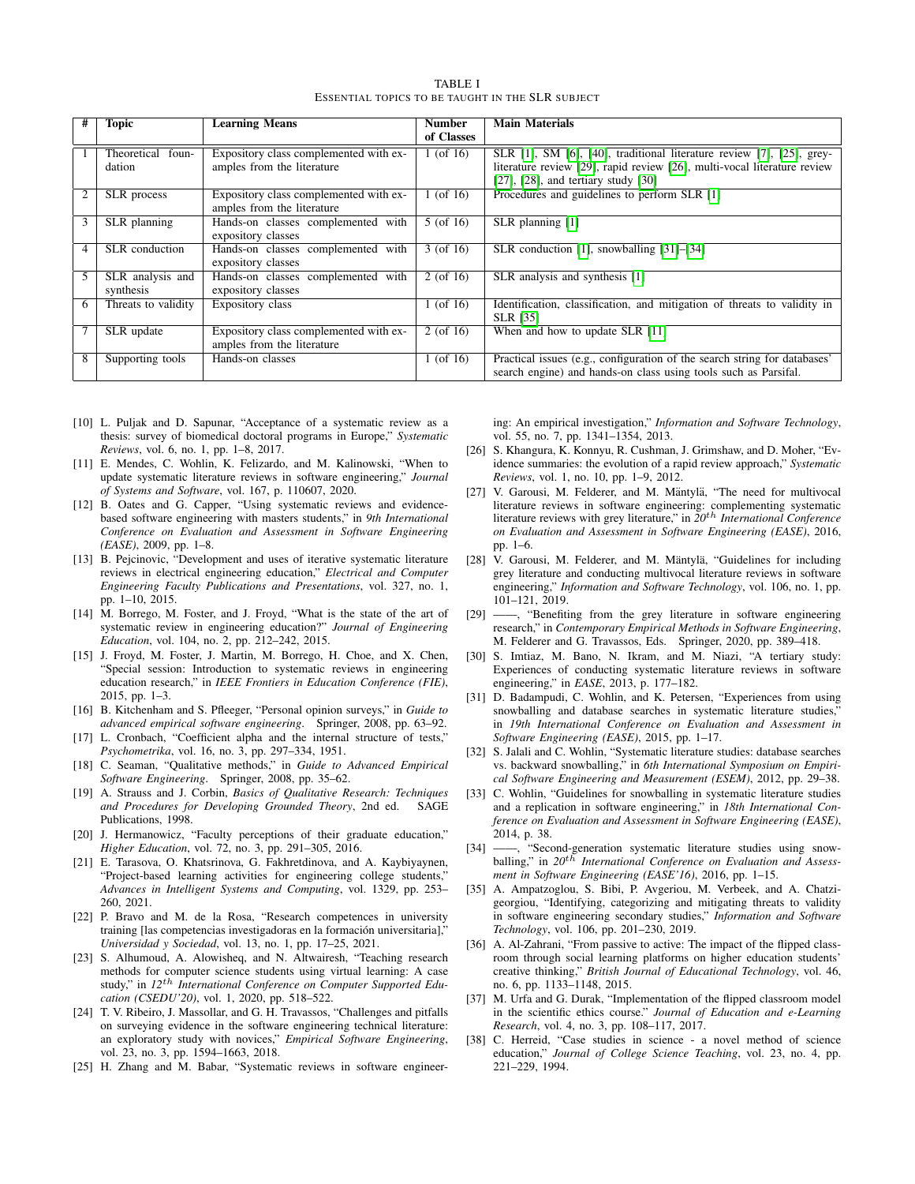TABLE I
ESSENTIAL TOPICS TO BE TAUGHT IN THE SLR SUBJECT

| # | Topic | Learning Means | Number of Classes | Main Materials |
|---|---|---|---|---|
| 1 | Theoretical foundation | Expository class complemented with examples from the literature | 1 (of 16) | SLR [1], SM [6], [40], traditional literature review [7], [25], grey-literature review [29], rapid review [26], multi-vocal literature review [27], [28], and tertiary study [30] |
| 2 | SLR process | Expository class complemented with examples from the literature | 1 (of 16) | Procedures and guidelines to perform SLR [1] |
| 3 | SLR planning | Hands-on classes complemented with expository classes | 5 (of 16) | SLR planning [1] |
| 4 | SLR conduction | Hands-on classes complemented with expository classes | 3 (of 16) | SLR conduction [1], snowballing [31]–[34] |
| 5 | SLR analysis and synthesis | Hands-on classes complemented with expository classes | 2 (of 16) | SLR analysis and synthesis [1] |
| 6 | Threats to validity | Expository class | 1 (of 16) | Identification, classification, and mitigation of threats to validity in SLR [35] |
| 7 | SLR update | Expository class complemented with examples from the literature | 2 (of 16) | When and how to update SLR [11] |
| 8 | Supporting tools | Hands-on classes | 1 (of 16) | Practical issues (e.g., configuration of the search string for databases' search engine) and hands-on class using tools such as Parsifal. |

[10] L. Puljak and D. Sapunar, "Acceptance of a systematic review as a thesis: survey of biomedical doctoral programs in Europe," *Systematic Reviews*, vol. 6, no. 1, pp. 1–8, 2017.

[11] E. Mendes, C. Wohlin, K. Felizardo, and M. Kalinowski, "When to update systematic literature reviews in software engineering," *Journal of Systems and Software*, vol. 167, p. 110607, 2020.

[12] B. Oates and G. Capper, "Using systematic reviews and evidence-based software engineering with masters students," in *9th International Conference on Evaluation and Assessment in Software Engineering (EASE)*, 2009, pp. 1–8.

[13] B. Pejcinovic, "Development and uses of iterative systematic literature reviews in electrical engineering education," *Electrical and Computer Engineering Faculty Publications and Presentations*, vol. 327, no. 1, pp. 1–10, 2015.

[14] M. Borrego, M. Foster, and J. Froyd, "What is the state of the art of systematic review in engineering education?" *Journal of Engineering Education*, vol. 104, no. 2, pp. 212–242, 2015.

[15] J. Froyd, M. Foster, J. Martin, M. Borrego, H. Choe, and X. Chen, "Special session: Introduction to systematic reviews in engineering education research," in *IEEE Frontiers in Education Conference (FIE)*, 2015, pp. 1–3.

[16] B. Kitchenham and S. Pfleeger, "Personal opinion surveys," in *Guide to advanced empirical software engineering*. Springer, 2008, pp. 63–92.

[17] L. Cronbach, "Coefficient alpha and the internal structure of tests," *Psychometrika*, vol. 16, no. 3, pp. 297–334, 1951.

[18] C. Seaman, "Qualitative methods," in *Guide to Advanced Empirical Software Engineering*. Springer, 2008, pp. 35–62.

[19] A. Strauss and J. Corbin, *Basics of Qualitative Research: Techniques and Procedures for Developing Grounded Theory*, 2nd ed. SAGE Publications, 1998.

[20] J. Hermanowicz, "Faculty perceptions of their graduate education," *Higher Education*, vol. 72, no. 3, pp. 291–305, 2016.

[21] E. Tarasova, O. Khatsrinova, G. Fakhretdinova, and A. Kaybiyaynen, "Project-based learning activities for engineering college students," *Advances in Intelligent Systems and Computing*, vol. 1329, pp. 253–260, 2021.

[22] P. Bravo and M. de la Rosa, "Research competences in university training [las competencias investigadoras en la formación universitaria]," *Universidad y Sociedad*, vol. 13, no. 1, pp. 17–25, 2021.

[23] S. Alhumoud, A. Alowisheq, and N. Altwairesh, "Teaching research methods for computer science students using virtual learning: A case study," in *12$^{th}$ International Conference on Computer Supported Education (CSEDU'20)*, vol. 1, 2020, pp. 518–522.

[24] T. V. Ribeiro, J. Massollar, and G. H. Travassos, "Challenges and pitfalls on surveying evidence in the software engineering technical literature: an exploratory study with novices," *Empirical Software Engineering*, vol. 23, no. 3, pp. 1594–1663, 2018.

[25] H. Zhang and M. Babar, "Systematic reviews in software engineering: An empirical investigation," *Information and Software Technology*, vol. 55, no. 7, pp. 1341–1354, 2013.

[26] S. Khangura, K. Konnyu, R. Cushman, J. Grimshaw, and D. Moher, "Evidence summaries: the evolution of a rapid review approach," *Systematic Reviews*, vol. 1, no. 10, pp. 1–9, 2012.

[27] V. Garousi, M. Felderer, and M. Mäntylä, "The need for multivocal literature reviews in software engineering: complementing systematic literature reviews with grey literature," in *20$^{th}$ International Conference on Evaluation and Assessment in Software Engineering (EASE)*, 2016, pp. 1–6.

[28] V. Garousi, M. Felderer, and M. Mäntylä, "Guidelines for including grey literature and conducting multivocal literature reviews in software engineering," *Information and Software Technology*, vol. 106, no. 1, pp. 101–121, 2019.

[29] ——, "Benefiting from the grey literature in software engineering research," in *Contemporary Empirical Methods in Software Engineering*, M. Felderer and G. Travassos, Eds. Springer, 2020, pp. 389–418.

[30] S. Imtiaz, M. Bano, N. Ikram, and M. Niazi, "A tertiary study: Experiences of conducting systematic literature reviews in software engineering," in *EASE*, 2013, p. 177–182.

[31] D. Badampudi, C. Wohlin, and K. Petersen, "Experiences from using snowballing and database searches in systematic literature studies," in *19th International Conference on Evaluation and Assessment in Software Engineering (EASE)*, 2015, pp. 1–17.

[32] S. Jalali and C. Wohlin, "Systematic literature studies: database searches vs. backward snowballing," in *6th International Symposium on Empirical Software Engineering and Measurement (ESEM)*, 2012, pp. 29–38.

[33] C. Wohlin, "Guidelines for snowballing in systematic literature studies and a replication in software engineering," in *18th International Conference on Evaluation and Assessment in Software Engineering (EASE)*, 2014, p. 38.

[34] ——, "Second-generation systematic literature studies using snowballing," in *20$^{th}$ International Conference on Evaluation and Assessment in Software Engineering (EASE'16)*, 2016, pp. 1–15.

[35] A. Ampatzoglou, S. Bibi, P. Avgeriou, M. Verbeek, and A. Chatzigeorgiou, "Identifying, categorizing and mitigating threats to validity in software engineering secondary studies," *Information and Software Technology*, vol. 106, pp. 201–230, 2019.

[36] A. Al-Zahrani, "From passive to active: The impact of the flipped classroom through social learning platforms on higher education students' creative thinking," *British Journal of Educational Technology*, vol. 46, no. 6, pp. 1133–1148, 2015.

[37] M. Urfa and G. Durak, "Implementation of the flipped classroom model in the scientific ethics course." *Journal of Education and e-Learning Research*, vol. 4, no. 3, pp. 108–117, 2017.

[38] C. Herreid, "Case studies in science - a novel method of science education," *Journal of College Science Teaching*, vol. 23, no. 4, pp. 221–229, 1994.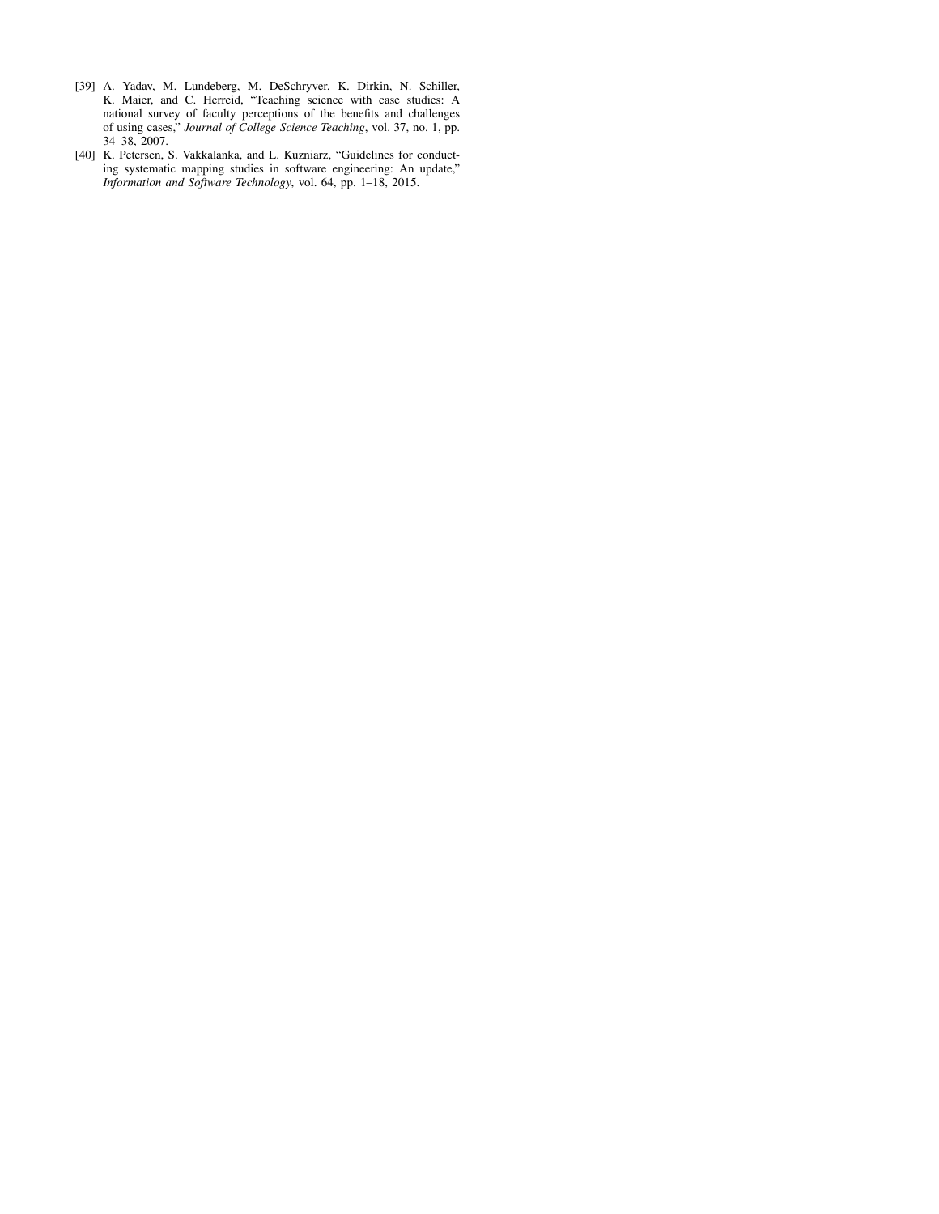[39] A. Yadav, M. Lundeberg, M. DeSchryver, K. Dirkin, N. Schiller, K. Maier, and C. Herreid, "Teaching science with case studies: A national survey of faculty perceptions of the benefits and challenges of using cases," *Journal of College Science Teaching*, vol. 37, no. 1, pp. 34–38, 2007.

[40] K. Petersen, S. Vakkalanka, and L. Kuzniarz, "Guidelines for conducting systematic mapping studies in software engineering: An update," *Information and Software Technology*, vol. 64, pp. 1–18, 2015.